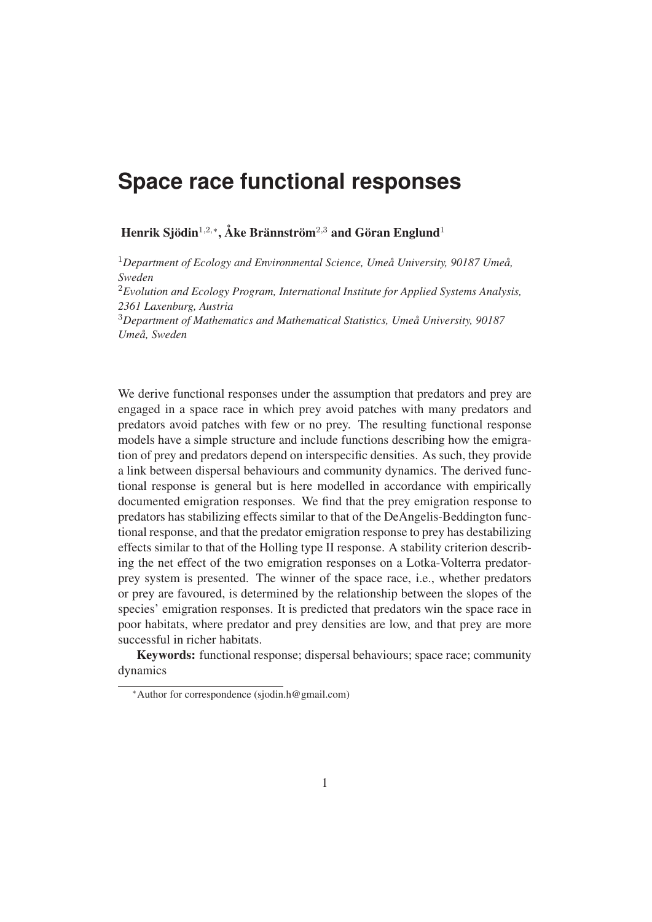# Space race functional responses

**Henrik Sjödin**[1,2,*], **Åke Brännström**[2,3] **and Göran Englund**[1]

[1]*Department of Ecology and Environmental Science, Umeå University, 90187 Umeå, Sweden*

[2]*Evolution and Ecology Program, International Institute for Applied Systems Analysis, 2361 Laxenburg, Austria*

[3]*Department of Mathematics and Mathematical Statistics, Umeå University, 90187 Umeå, Sweden*

We derive functional responses under the assumption that predators and prey are engaged in a space race in which prey avoid patches with many predators and predators avoid patches with few or no prey. The resulting functional response models have a simple structure and include functions describing how the emigration of prey and predators depend on interspecific densities. As such, they provide a link between dispersal behaviours and community dynamics. The derived functional response is general but is here modelled in accordance with empirically documented emigration responses. We find that the prey emigration response to predators has stabilizing effects similar to that of the DeAngelis-Beddington functional response, and that the predator emigration response to prey has destabilizing effects similar to that of the Holling type II response. A stability criterion describing the net effect of the two emigration responses on a Lotka-Volterra predator-prey system is presented. The winner of the space race, i.e., whether predators or prey are favoured, is determined by the relationship between the slopes of the species' emigration responses. It is predicted that predators win the space race in poor habitats, where predator and prey densities are low, and that prey are more successful in richer habitats.

**Keywords:** functional response; dispersal behaviours; space race; community dynamics

*Author for correspondence (sjodin.h@gmail.com)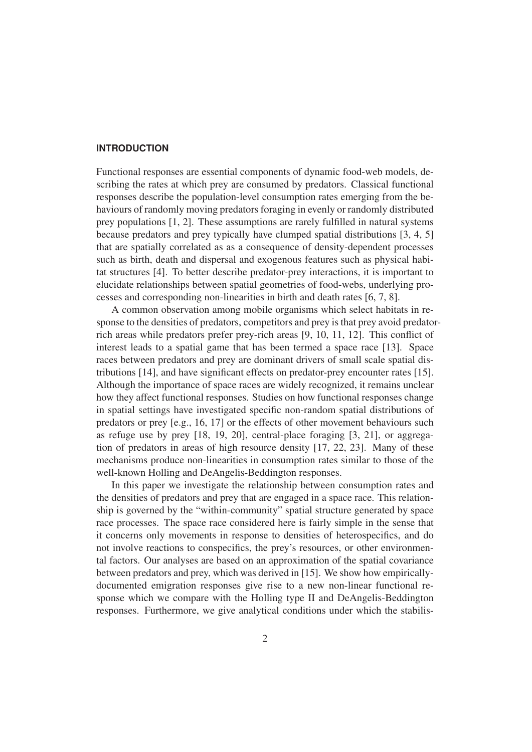## INTRODUCTION

Functional responses are essential components of dynamic food-web models, describing the rates at which prey are consumed by predators. Classical functional responses describe the population-level consumption rates emerging from the behaviours of randomly moving predators foraging in evenly or randomly distributed prey populations [1, 2]. These assumptions are rarely fulfilled in natural systems because predators and prey typically have clumped spatial distributions [3, 4, 5] that are spatially correlated as as a consequence of density-dependent processes such as birth, death and dispersal and exogenous features such as physical habitat structures [4]. To better describe predator-prey interactions, it is important to elucidate relationships between spatial geometries of food-webs, underlying processes and corresponding non-linearities in birth and death rates [6, 7, 8].

A common observation among mobile organisms which select habitats in response to the densities of predators, competitors and prey is that prey avoid predator-rich areas while predators prefer prey-rich areas [9, 10, 11, 12]. This conflict of interest leads to a spatial game that has been termed a space race [13]. Space races between predators and prey are dominant drivers of small scale spatial distributions [14], and have significant effects on predator-prey encounter rates [15]. Although the importance of space races are widely recognized, it remains unclear how they affect functional responses. Studies on how functional responses change in spatial settings have investigated specific non-random spatial distributions of predators or prey [e.g., 16, 17] or the effects of other movement behaviours such as refuge use by prey [18, 19, 20], central-place foraging [3, 21], or aggregation of predators in areas of high resource density [17, 22, 23]. Many of these mechanisms produce non-linearities in consumption rates similar to those of the well-known Holling and DeAngelis-Beddington responses.

In this paper we investigate the relationship between consumption rates and the densities of predators and prey that are engaged in a space race. This relationship is governed by the "within-community" spatial structure generated by space race processes. The space race considered here is fairly simple in the sense that it concerns only movements in response to densities of heterospecifics, and do not involve reactions to conspecifics, the prey's resources, or other environmental factors. Our analyses are based on an approximation of the spatial covariance between predators and prey, which was derived in [15]. We show how empirically-documented emigration responses give rise to a new non-linear functional response which we compare with the Holling type II and DeAngelis-Beddington responses. Furthermore, we give analytical conditions under which the stabilis-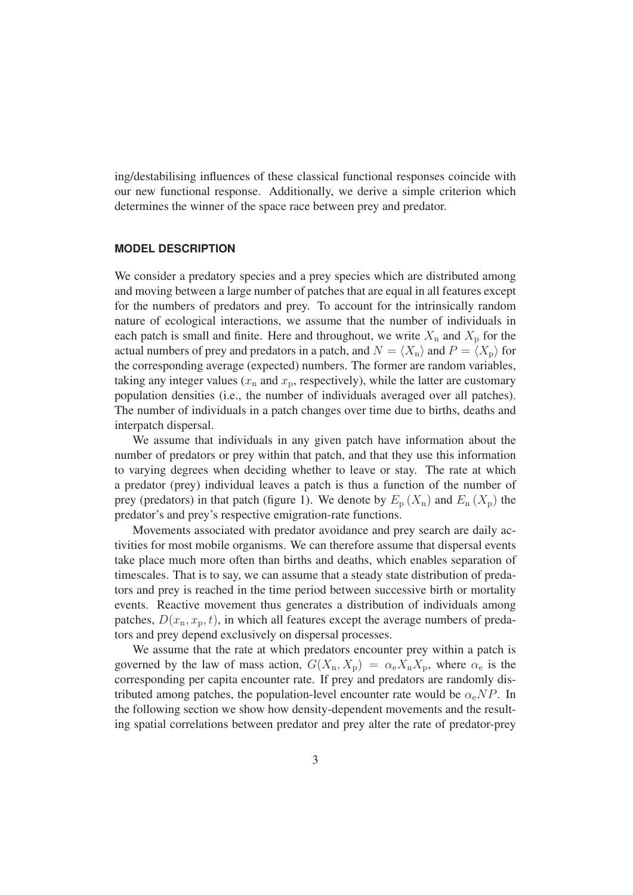ing/destabilising influences of these classical functional responses coincide with our new functional response. Additionally, we derive a simple criterion which determines the winner of the space race between prey and predator.

## MODEL DESCRIPTION

We consider a predatory species and a prey species which are distributed among and moving between a large number of patches that are equal in all features except for the numbers of predators and prey. To account for the intrinsically random nature of ecological interactions, we assume that the number of individuals in each patch is small and finite. Here and throughout, we write $X_{\rm n}$ and $X_{\rm p}$ for the actual numbers of prey and predators in a patch, and $N = \langle X_{\rm n} \rangle$ and $P = \langle X_{\rm p} \rangle$ for the corresponding average (expected) numbers. The former are random variables, taking any integer values ($x_{\rm n}$ and $x_{\rm p}$, respectively), while the latter are customary population densities (i.e., the number of individuals averaged over all patches). The number of individuals in a patch changes over time due to births, deaths and interpatch dispersal.

We assume that individuals in any given patch have information about the number of predators or prey within that patch, and that they use this information to varying degrees when deciding whether to leave or stay. The rate at which a predator (prey) individual leaves a patch is thus a function of the number of prey (predators) in that patch (figure 1). We denote by $E_{\rm p}(X_{\rm n})$ and $E_{\rm n}(X_{\rm p})$ the predator's and prey's respective emigration-rate functions.

Movements associated with predator avoidance and prey search are daily activities for most mobile organisms. We can therefore assume that dispersal events take place much more often than births and deaths, which enables separation of timescales. That is to say, we can assume that a steady state distribution of predators and prey is reached in the time period between successive birth or mortality events. Reactive movement thus generates a distribution of individuals among patches, $D(x_{\rm n}, x_{\rm p}, t)$, in which all features except the average numbers of predators and prey depend exclusively on dispersal processes.

We assume that the rate at which predators encounter prey within a patch is governed by the law of mass action, $G(X_{\rm n}, X_{\rm p}) = \alpha_{\rm e} X_{\rm n} X_{\rm p}$, where $\alpha_{\rm e}$ is the corresponding per capita encounter rate. If prey and predators are randomly distributed among patches, the population-level encounter rate would be $\alpha_{\rm e} NP$. In the following section we show how density-dependent movements and the resulting spatial correlations between predator and prey alter the rate of predator-prey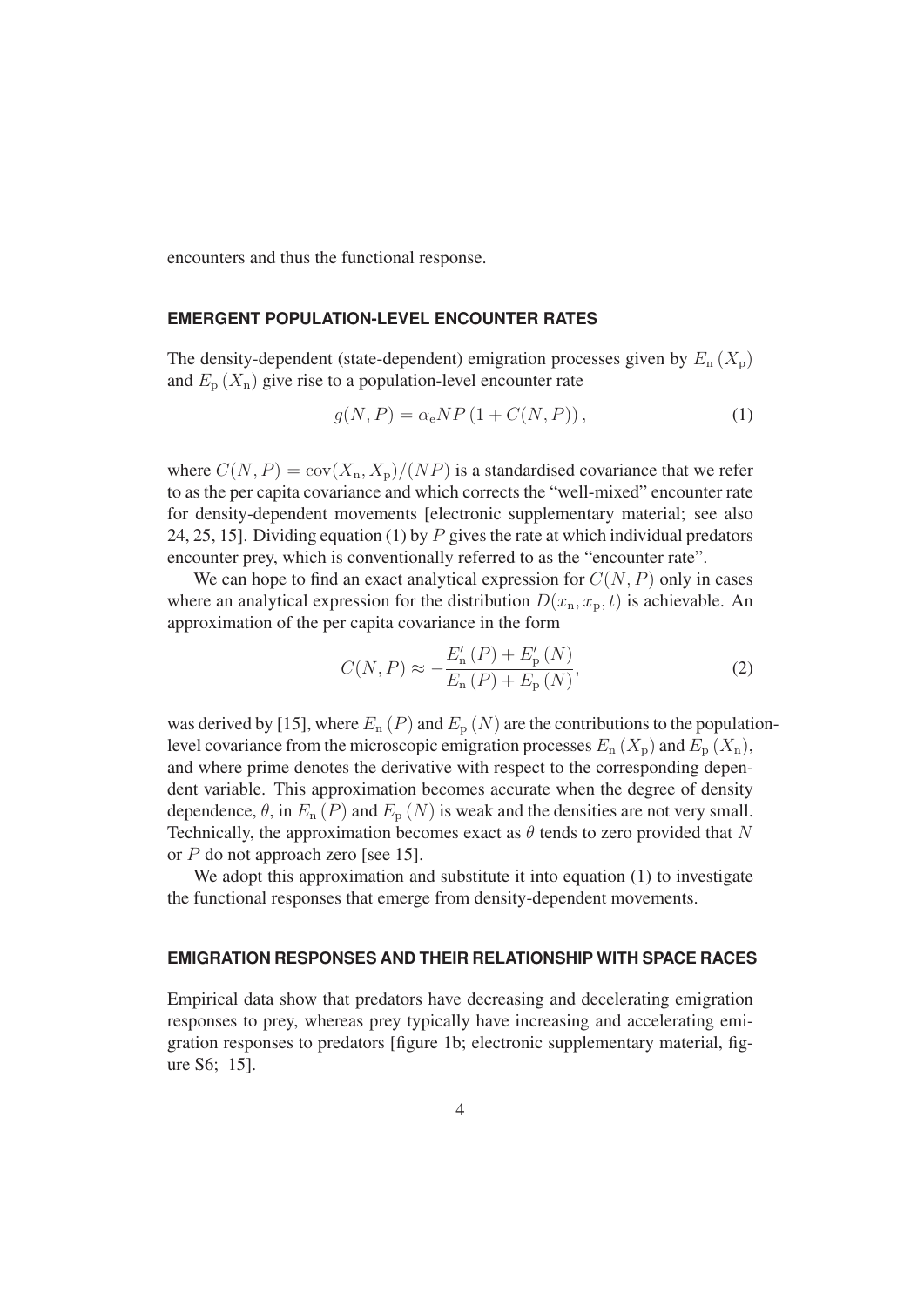encounters and thus the functional response.

## EMERGENT POPULATION-LEVEL ENCOUNTER RATES

The density-dependent (state-dependent) emigration processes given by $E_{\mathrm{n}}(X_{\mathrm{p}})$ and $E_{\mathrm{p}}(X_{\mathrm{n}})$ give rise to a population-level encounter rate

$$g(N, P) = \alpha_{\mathrm{e}} NP \left(1 + C(N, P)\right), \tag{1}$$

where $C(N, P) = \mathrm{cov}(X_{\mathrm{n}}, X_{\mathrm{p}})/(NP)$ is a standardised covariance that we refer to as the per capita covariance and which corrects the "well-mixed" encounter rate for density-dependent movements [electronic supplementary material; see also 24, 25, 15]. Dividing equation (1) by $P$ gives the rate at which individual predators encounter prey, which is conventionally referred to as the "encounter rate".

We can hope to find an exact analytical expression for $C(N, P)$ only in cases where an analytical expression for the distribution $D(x_{\mathrm{n}}, x_{\mathrm{p}}, t)$ is achievable. An approximation of the per capita covariance in the form

$$C(N, P) \approx -\frac{E_{\mathrm{n}}'(P) + E_{\mathrm{p}}'(N)}{E_{\mathrm{n}}(P) + E_{\mathrm{p}}(N)}, \tag{2}$$

was derived by [15], where $E_{\mathrm{n}}(P)$ and $E_{\mathrm{p}}(N)$ are the contributions to the population-level covariance from the microscopic emigration processes $E_{\mathrm{n}}(X_{\mathrm{p}})$ and $E_{\mathrm{p}}(X_{\mathrm{n}})$, and where prime denotes the derivative with respect to the corresponding dependent variable. This approximation becomes accurate when the degree of density dependence, $\theta$, in $E_{\mathrm{n}}(P)$ and $E_{\mathrm{p}}(N)$ is weak and the densities are not very small. Technically, the approximation becomes exact as $\theta$ tends to zero provided that $N$ or $P$ do not approach zero [see 15].

We adopt this approximation and substitute it into equation (1) to investigate the functional responses that emerge from density-dependent movements.

## EMIGRATION RESPONSES AND THEIR RELATIONSHIP WITH SPACE RACES

Empirical data show that predators have decreasing and decelerating emigration responses to prey, whereas prey typically have increasing and accelerating emigration responses to predators [figure 1b; electronic supplementary material, figure S6; 15].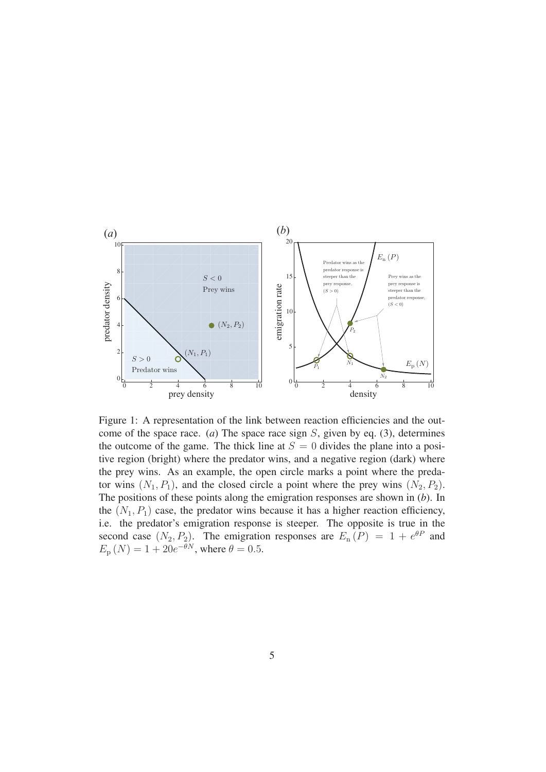Figure 1: A representation of the link between reaction efficiencies and the outcome of the space race. (*a*) The space race sign $S$, given by eq. (3), determines the outcome of the game. The thick line at $S = 0$ divides the plane into a positive region (bright) where the predator wins, and a negative region (dark) where the prey wins. As an example, the open circle marks a point where the predator wins $(N_1, P_1)$, and the closed circle a point where the prey wins $(N_2, P_2)$. The positions of these points along the emigration responses are shown in (*b*). In the $(N_1, P_1)$ case, the predator wins because it has a higher reaction efficiency, i.e. the predator's emigration response is steeper. The opposite is true in the second case $(N_2, P_2)$. The emigration responses are $E_{\mathrm{n}}(P) = 1 + e^{\theta P}$ and $E_{\mathrm{p}}(N) = 1 + 20e^{-\theta N}$, where $\theta = 0.5$.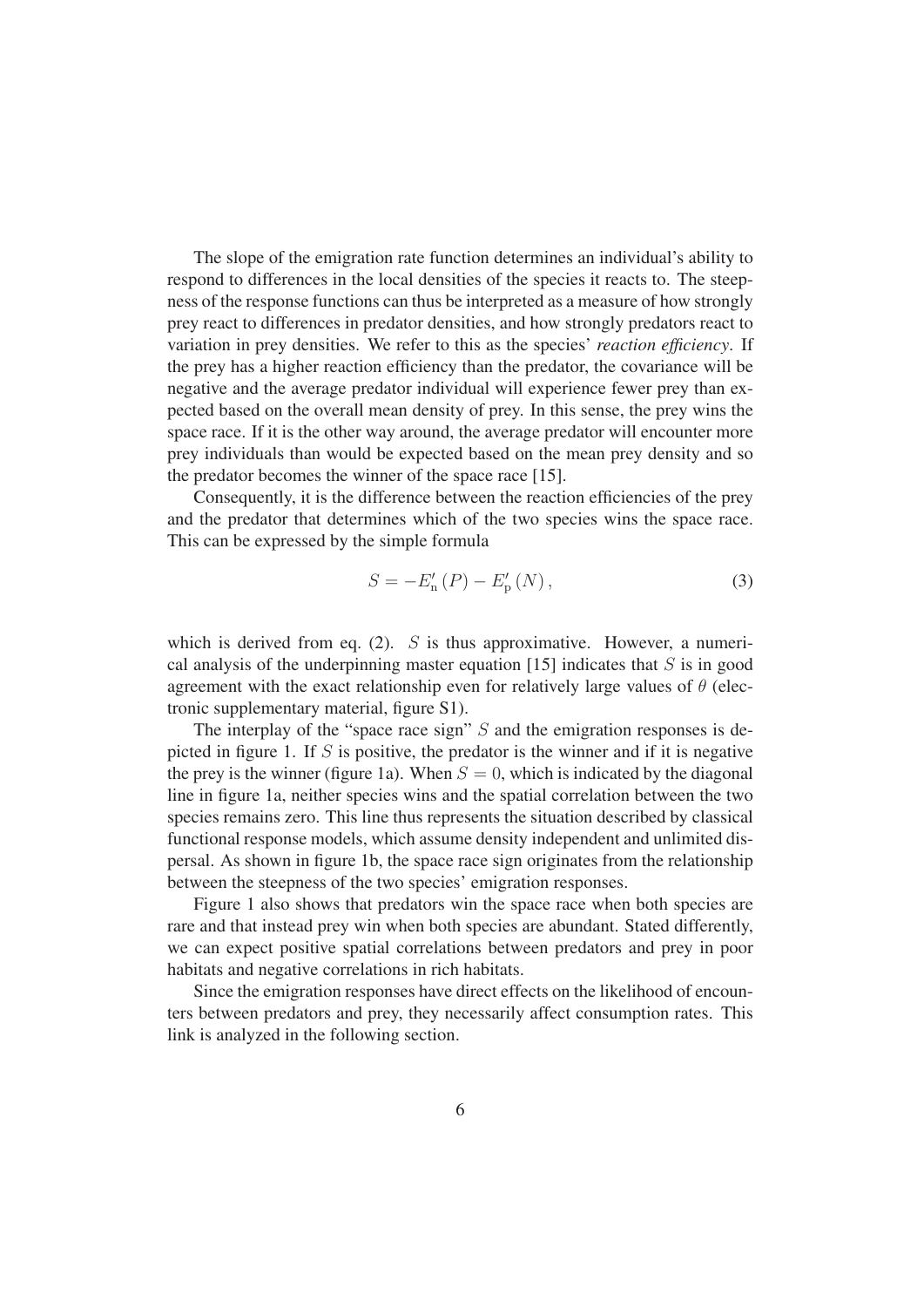The slope of the emigration rate function determines an individual's ability to respond to differences in the local densities of the species it reacts to. The steepness of the response functions can thus be interpreted as a measure of how strongly prey react to differences in predator densities, and how strongly predators react to variation in prey densities. We refer to this as the species' *reaction efficiency*. If the prey has a higher reaction efficiency than the predator, the covariance will be negative and the average predator individual will experience fewer prey than expected based on the overall mean density of prey. In this sense, the prey wins the space race. If it is the other way around, the average predator will encounter more prey individuals than would be expected based on the mean prey density and so the predator becomes the winner of the space race [15].

Consequently, it is the difference between the reaction efficiencies of the prey and the predator that determines which of the two species wins the space race. This can be expressed by the simple formula

$$S = -E'_{\mathrm{n}}(P) - E'_{\mathrm{p}}(N), \tag{3}$$

which is derived from eq. (2). $S$ is thus approximative. However, a numerical analysis of the underpinning master equation [15] indicates that $S$ is in good agreement with the exact relationship even for relatively large values of $\theta$ (electronic supplementary material, figure S1).

The interplay of the "space race sign" $S$ and the emigration responses is depicted in figure 1. If $S$ is positive, the predator is the winner and if it is negative the prey is the winner (figure 1a). When $S = 0$, which is indicated by the diagonal line in figure 1a, neither species wins and the spatial correlation between the two species remains zero. This line thus represents the situation described by classical functional response models, which assume density independent and unlimited dispersal. As shown in figure 1b, the space race sign originates from the relationship between the steepness of the two species' emigration responses.

Figure 1 also shows that predators win the space race when both species are rare and that instead prey win when both species are abundant. Stated differently, we can expect positive spatial correlations between predators and prey in poor habitats and negative correlations in rich habitats.

Since the emigration responses have direct effects on the likelihood of encounters between predators and prey, they necessarily affect consumption rates. This link is analyzed in the following section.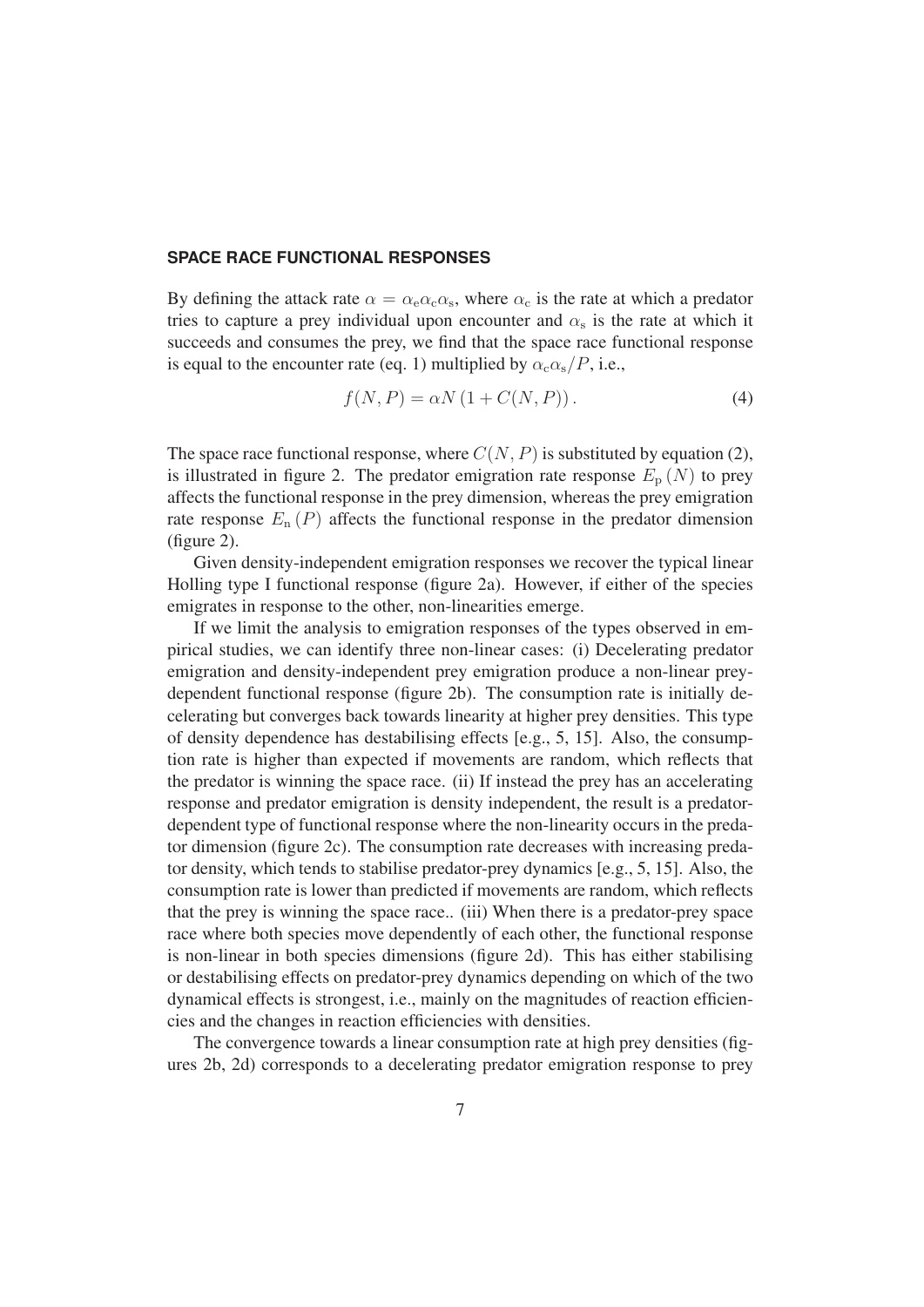### SPACE RACE FUNCTIONAL RESPONSES

By defining the attack rate $\alpha = \alpha_e \alpha_c \alpha_s$, where $\alpha_c$ is the rate at which a predator tries to capture a prey individual upon encounter and $\alpha_s$ is the rate at which it succeeds and consumes the prey, we find that the space race functional response is equal to the encounter rate (eq. 1) multiplied by $\alpha_c \alpha_s / P$, i.e.,

$$f(N, P) = \alpha N \left(1 + C(N, P)\right). \tag{4}$$

The space race functional response, where $C(N, P)$ is substituted by equation (2), is illustrated in figure 2. The predator emigration rate response $E_p(N)$ to prey affects the functional response in the prey dimension, whereas the prey emigration rate response $E_n(P)$ affects the functional response in the predator dimension (figure 2).

Given density-independent emigration responses we recover the typical linear Holling type I functional response (figure 2a). However, if either of the species emigrates in response to the other, non-linearities emerge.

If we limit the analysis to emigration responses of the types observed in empirical studies, we can identify three non-linear cases: (i) Decelerating predator emigration and density-independent prey emigration produce a non-linear prey-dependent functional response (figure 2b). The consumption rate is initially decelerating but converges back towards linearity at higher prey densities. This type of density dependence has destabilising effects [e.g., 5, 15]. Also, the consumption rate is higher than expected if movements are random, which reflects that the predator is winning the space race. (ii) If instead the prey has an accelerating response and predator emigration is density independent, the result is a predator-dependent type of functional response where the non-linearity occurs in the predator dimension (figure 2c). The consumption rate decreases with increasing predator density, which tends to stabilise predator-prey dynamics [e.g., 5, 15]. Also, the consumption rate is lower than predicted if movements are random, which reflects that the prey is winning the space race.. (iii) When there is a predator-prey space race where both species move dependently of each other, the functional response is non-linear in both species dimensions (figure 2d). This has either stabilising or destabilising effects on predator-prey dynamics depending on which of the two dynamical effects is strongest, i.e., mainly on the magnitudes of reaction efficiencies and the changes in reaction efficiencies with densities.

The convergence towards a linear consumption rate at high prey densities (figures 2b, 2d) corresponds to a decelerating predator emigration response to prey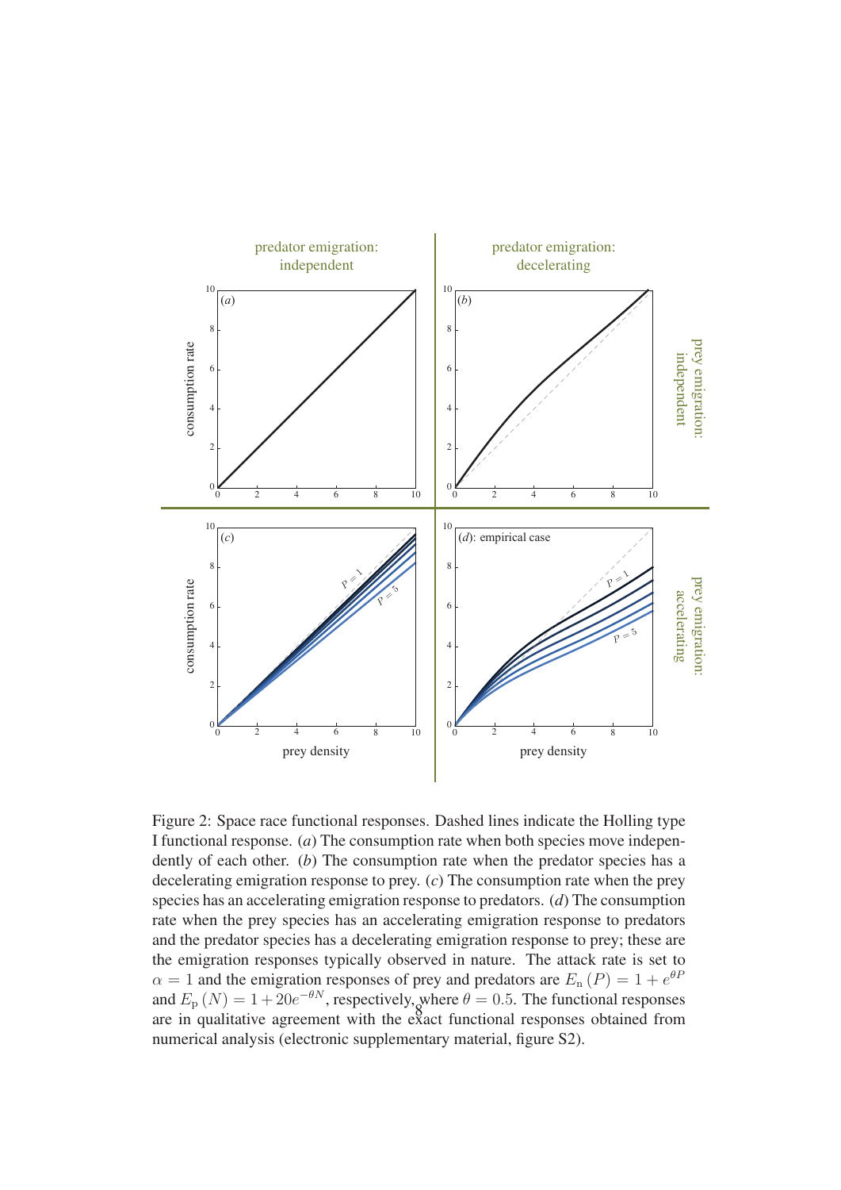Figure 2: Space race functional responses. Dashed lines indicate the Holling type I functional response. (*a*) The consumption rate when both species move independently of each other. (*b*) The consumption rate when the predator species has a decelerating emigration response to prey. (*c*) The consumption rate when the prey species has an accelerating emigration response to predators. (*d*) The consumption rate when the prey species has an accelerating emigration response to predators and the predator species has a decelerating emigration response to prey; these are the emigration responses typically observed in nature. The attack rate is set to $\alpha = 1$ and the emigration responses of prey and predators are $E_{\mathrm{n}}(P) = 1 + e^{\theta P}$ and $E_{\mathrm{p}}(N) = 1 + 20e^{-\theta N}$, respectively, where $\theta = 0.5$. The functional responses are in qualitative agreement with the exact functional responses obtained from numerical analysis (electronic supplementary material, figure S2).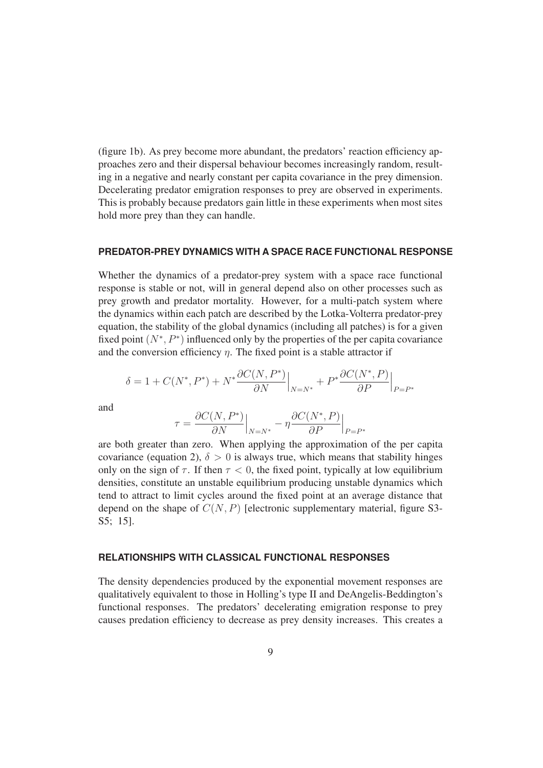(figure 1b). As prey become more abundant, the predators' reaction efficiency approaches zero and their dispersal behaviour becomes increasingly random, resulting in a negative and nearly constant per capita covariance in the prey dimension. Decelerating predator emigration responses to prey are observed in experiments. This is probably because predators gain little in these experiments when most sites hold more prey than they can handle.

## PREDATOR-PREY DYNAMICS WITH A SPACE RACE FUNCTIONAL RESPONSE

Whether the dynamics of a predator-prey system with a space race functional response is stable or not, will in general depend also on other processes such as prey growth and predator mortality. However, for a multi-patch system where the dynamics within each patch are described by the Lotka-Volterra predator-prey equation, the stability of the global dynamics (including all patches) is for a given fixed point $(N^*, P^*)$ influenced only by the properties of the per capita covariance and the conversion efficiency $\eta$. The fixed point is a stable attractor if

$$\delta = 1 + C(N^*, P^*) + N^* \frac{\partial C(N, P^*)}{\partial N}\Big|_{N=N^*} + P^* \frac{\partial C(N^*, P)}{\partial P}\Big|_{P=P^*}$$

and

$$\tau = \frac{\partial C(N, P^*)}{\partial N}\Big|_{N=N^*} - \eta \frac{\partial C(N^*, P)}{\partial P}\Big|_{P=P^*}$$

are both greater than zero. When applying the approximation of the per capita covariance (equation 2), $\delta > 0$ is always true, which means that stability hinges only on the sign of $\tau$. If then $\tau < 0$, the fixed point, typically at low equilibrium densities, constitute an unstable equilibrium producing unstable dynamics which tend to attract to limit cycles around the fixed point at an average distance that depend on the shape of $C(N, P)$ [electronic supplementary material, figure S3-S5; 15].

## RELATIONSHIPS WITH CLASSICAL FUNCTIONAL RESPONSES

The density dependencies produced by the exponential movement responses are qualitatively equivalent to those in Holling's type II and DeAngelis-Beddington's functional responses. The predators' decelerating emigration response to prey causes predation efficiency to decrease as prey density increases. This creates a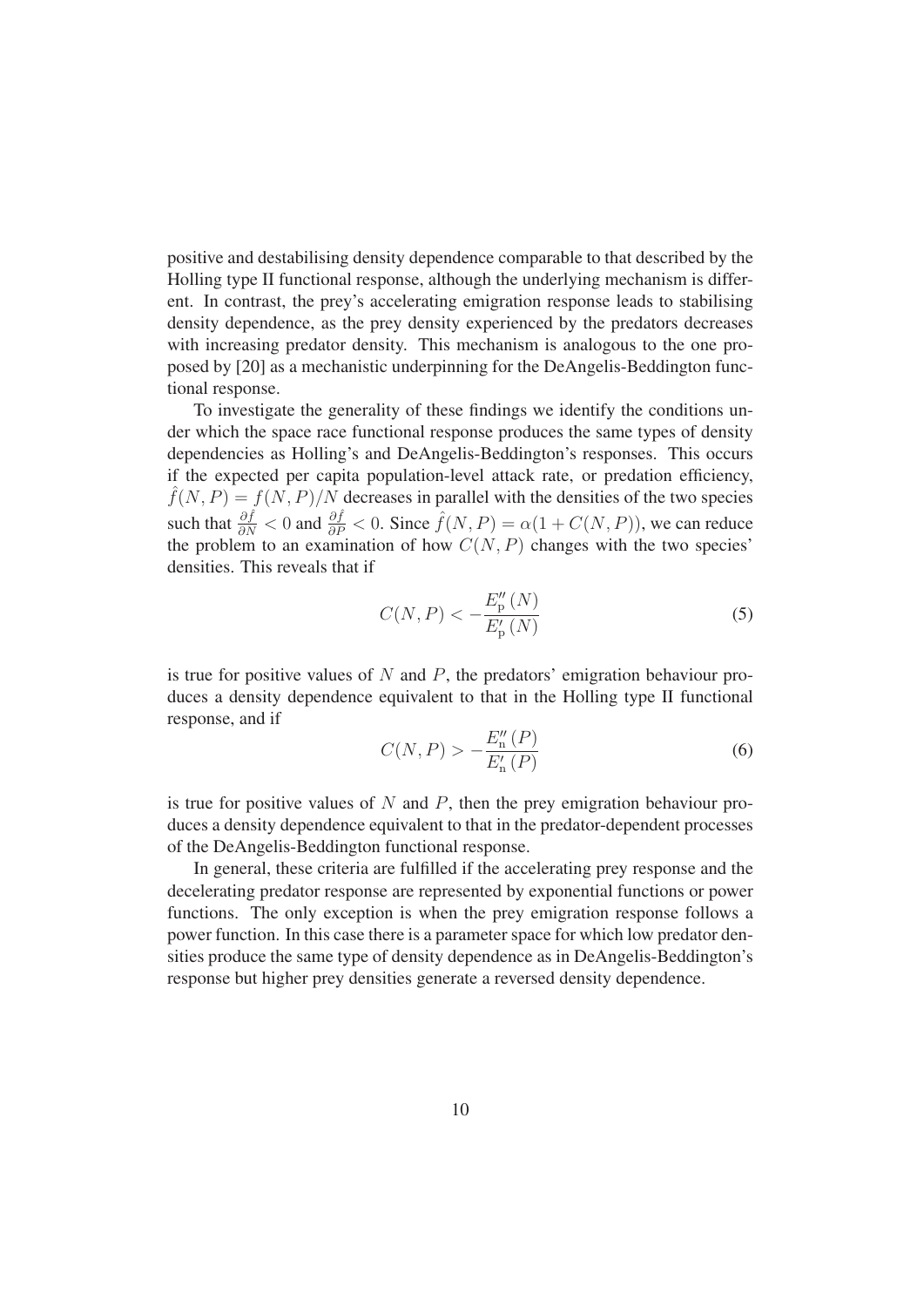positive and destabilising density dependence comparable to that described by the Holling type II functional response, although the underlying mechanism is different. In contrast, the prey's accelerating emigration response leads to stabilising density dependence, as the prey density experienced by the predators decreases with increasing predator density. This mechanism is analogous to the one proposed by [20] as a mechanistic underpinning for the DeAngelis-Beddington functional response.

To investigate the generality of these findings we identify the conditions under which the space race functional response produces the same types of density dependencies as Holling's and DeAngelis-Beddington's responses. This occurs if the expected per capita population-level attack rate, or predation efficiency, $\hat{f}(N, P) = f(N, P)/N$ decreases in parallel with the densities of the two species such that $\frac{\partial \hat{f}}{\partial N} < 0$ and $\frac{\partial \hat{f}}{\partial P} < 0$. Since $\hat{f}(N, P) = \alpha(1 + C(N, P))$, we can reduce the problem to an examination of how $C(N, P)$ changes with the two species' densities. This reveals that if

$$C(N, P) < -\frac{E''_{\mathrm{p}}(N)}{E'_{\mathrm{p}}(N)} \tag{5}$$

is true for positive values of $N$ and $P$, the predators' emigration behaviour produces a density dependence equivalent to that in the Holling type II functional response, and if

$$C(N, P) > -\frac{E''_{\mathrm{n}}(P)}{E'_{\mathrm{n}}(P)} \tag{6}$$

is true for positive values of $N$ and $P$, then the prey emigration behaviour produces a density dependence equivalent to that in the predator-dependent processes of the DeAngelis-Beddington functional response.

In general, these criteria are fulfilled if the accelerating prey response and the decelerating predator response are represented by exponential functions or power functions. The only exception is when the prey emigration response follows a power function. In this case there is a parameter space for which low predator densities produce the same type of density dependence as in DeAngelis-Beddington's response but higher prey densities generate a reversed density dependence.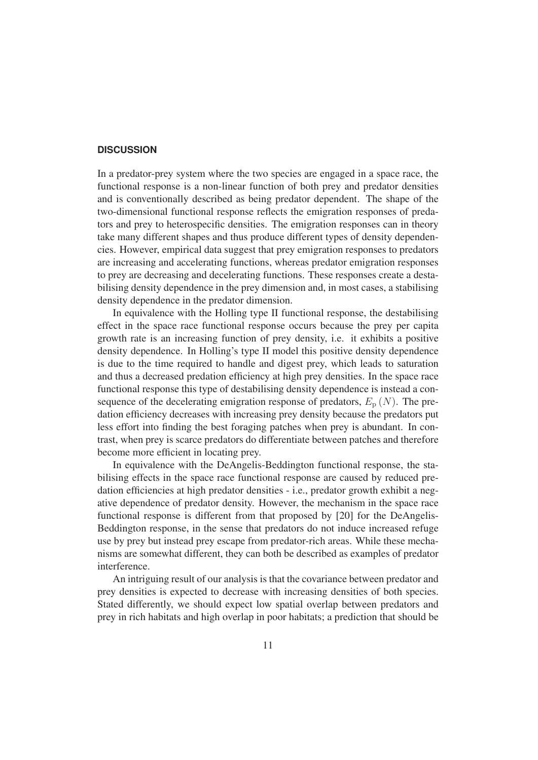## DISCUSSION

In a predator-prey system where the two species are engaged in a space race, the functional response is a non-linear function of both prey and predator densities and is conventionally described as being predator dependent. The shape of the two-dimensional functional response reflects the emigration responses of predators and prey to heterospecific densities. The emigration responses can in theory take many different shapes and thus produce different types of density dependencies. However, empirical data suggest that prey emigration responses to predators are increasing and accelerating functions, whereas predator emigration responses to prey are decreasing and decelerating functions. These responses create a destabilising density dependence in the prey dimension and, in most cases, a stabilising density dependence in the predator dimension.

In equivalence with the Holling type II functional response, the destabilising effect in the space race functional response occurs because the prey per capita growth rate is an increasing function of prey density, i.e. it exhibits a positive density dependence. In Holling's type II model this positive density dependence is due to the time required to handle and digest prey, which leads to saturation and thus a decreased predation efficiency at high prey densities. In the space race functional response this type of destabilising density dependence is instead a consequence of the decelerating emigration response of predators, $E_{\mathrm{p}}(N)$. The predation efficiency decreases with increasing prey density because the predators put less effort into finding the best foraging patches when prey is abundant. In contrast, when prey is scarce predators do differentiate between patches and therefore become more efficient in locating prey.

In equivalence with the DeAngelis-Beddington functional response, the stabilising effects in the space race functional response are caused by reduced predation efficiencies at high predator densities - i.e., predator growth exhibit a negative dependence of predator density. However, the mechanism in the space race functional response is different from that proposed by [20] for the DeAngelis-Beddington response, in the sense that predators do not induce increased refuge use by prey but instead prey escape from predator-rich areas. While these mechanisms are somewhat different, they can both be described as examples of predator interference.

An intriguing result of our analysis is that the covariance between predator and prey densities is expected to decrease with increasing densities of both species. Stated differently, we should expect low spatial overlap between predators and prey in rich habitats and high overlap in poor habitats; a prediction that should be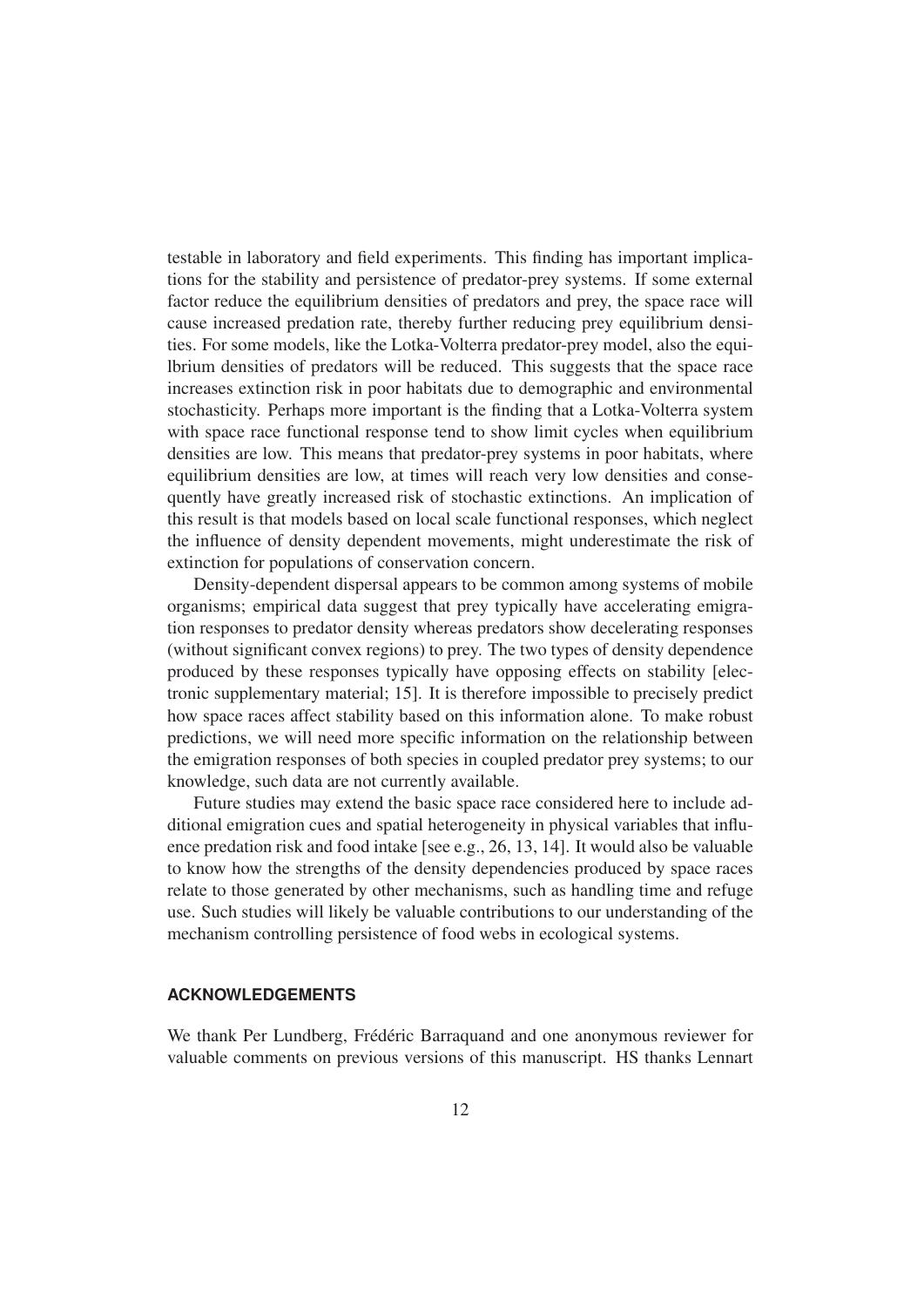testable in laboratory and field experiments. This finding has important implications for the stability and persistence of predator-prey systems. If some external factor reduce the equilibrium densities of predators and prey, the space race will cause increased predation rate, thereby further reducing prey equilibrium densities. For some models, like the Lotka-Volterra predator-prey model, also the equilbrium densities of predators will be reduced. This suggests that the space race increases extinction risk in poor habitats due to demographic and environmental stochasticity. Perhaps more important is the finding that a Lotka-Volterra system with space race functional response tend to show limit cycles when equilibrium densities are low. This means that predator-prey systems in poor habitats, where equilibrium densities are low, at times will reach very low densities and consequently have greatly increased risk of stochastic extinctions. An implication of this result is that models based on local scale functional responses, which neglect the influence of density dependent movements, might underestimate the risk of extinction for populations of conservation concern.

Density-dependent dispersal appears to be common among systems of mobile organisms; empirical data suggest that prey typically have accelerating emigration responses to predator density whereas predators show decelerating responses (without significant convex regions) to prey. The two types of density dependence produced by these responses typically have opposing effects on stability [electronic supplementary material; 15]. It is therefore impossible to precisely predict how space races affect stability based on this information alone. To make robust predictions, we will need more specific information on the relationship between the emigration responses of both species in coupled predator prey systems; to our knowledge, such data are not currently available.

Future studies may extend the basic space race considered here to include additional emigration cues and spatial heterogeneity in physical variables that influence predation risk and food intake [see e.g., 26, 13, 14]. It would also be valuable to know how the strengths of the density dependencies produced by space races relate to those generated by other mechanisms, such as handling time and refuge use. Such studies will likely be valuable contributions to our understanding of the mechanism controlling persistence of food webs in ecological systems.

## ACKNOWLEDGEMENTS

We thank Per Lundberg, Frédéric Barraquand and one anonymous reviewer for valuable comments on previous versions of this manuscript. HS thanks Lennart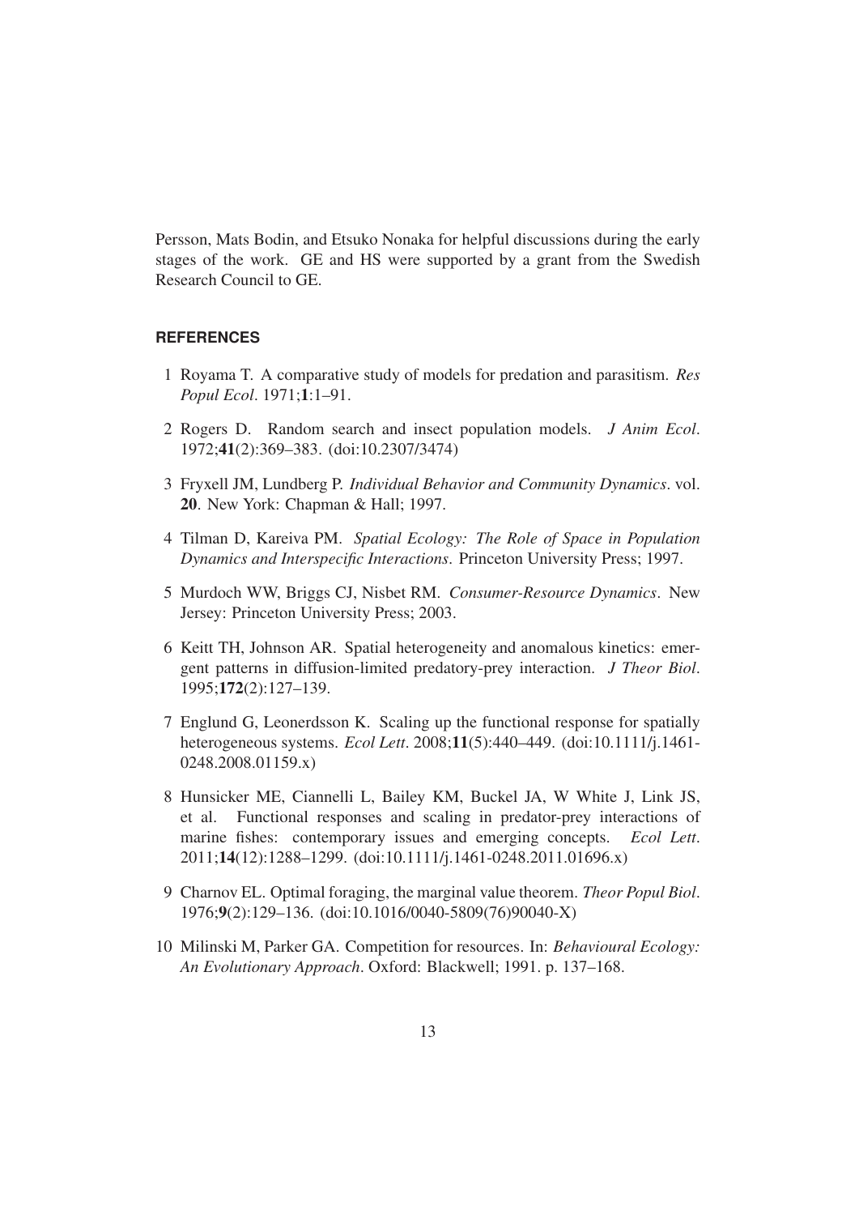Persson, Mats Bodin, and Etsuko Nonaka for helpful discussions during the early stages of the work. GE and HS were supported by a grant from the Swedish Research Council to GE.

## REFERENCES

1. Royama T. A comparative study of models for predation and parasitism. *Res Popul Ecol*. 1971;**1**:1–91.
2. Rogers D. Random search and insect population models. *J Anim Ecol*. 1972;**41**(2):369–383. (doi:10.2307/3474)
3. Fryxell JM, Lundberg P. *Individual Behavior and Community Dynamics*. vol. **20**. New York: Chapman & Hall; 1997.
4. Tilman D, Kareiva PM. *Spatial Ecology: The Role of Space in Population Dynamics and Interspecific Interactions*. Princeton University Press; 1997.
5. Murdoch WW, Briggs CJ, Nisbet RM. *Consumer-Resource Dynamics*. New Jersey: Princeton University Press; 2003.
6. Keitt TH, Johnson AR. Spatial heterogeneity and anomalous kinetics: emergent patterns in diffusion-limited predatory-prey interaction. *J Theor Biol*. 1995;**172**(2):127–139.
7. Englund G, Leonerdsson K. Scaling up the functional response for spatially heterogeneous systems. *Ecol Lett*. 2008;**11**(5):440–449. (doi:10.1111/j.1461-0248.2008.01159.x)
8. Hunsicker ME, Ciannelli L, Bailey KM, Buckel JA, W White J, Link JS, et al. Functional responses and scaling in predator-prey interactions of marine fishes: contemporary issues and emerging concepts. *Ecol Lett*. 2011;**14**(12):1288–1299. (doi:10.1111/j.1461-0248.2011.01696.x)
9. Charnov EL. Optimal foraging, the marginal value theorem. *Theor Popul Biol*. 1976;**9**(2):129–136. (doi:10.1016/0040-5809(76)90040-X)
10. Milinski M, Parker GA. Competition for resources. In: *Behavioural Ecology: An Evolutionary Approach*. Oxford: Blackwell; 1991. p. 137–168.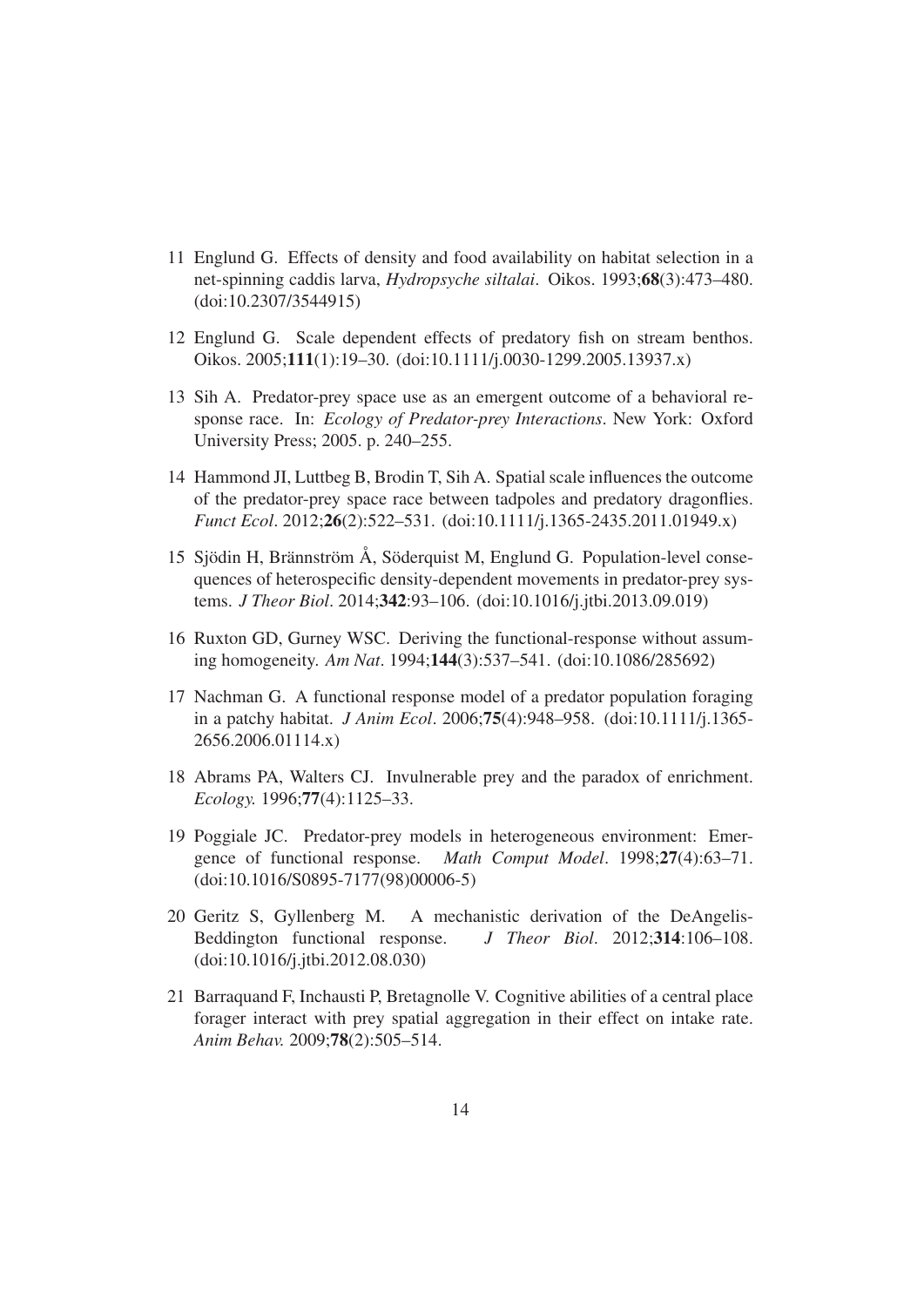11 Englund G. Effects of density and food availability on habitat selection in a net-spinning caddis larva, *Hydropsyche siltalai*. Oikos. 1993;**68**(3):473–480. (doi:10.2307/3544915)

12 Englund G. Scale dependent effects of predatory fish on stream benthos. Oikos. 2005;**111**(1):19–30. (doi:10.1111/j.0030-1299.2005.13937.x)

13 Sih A. Predator-prey space use as an emergent outcome of a behavioral response race. In: *Ecology of Predator-prey Interactions*. New York: Oxford University Press; 2005. p. 240–255.

14 Hammond JI, Luttbeg B, Brodin T, Sih A. Spatial scale influences the outcome of the predator-prey space race between tadpoles and predatory dragonflies. *Funct Ecol*. 2012;**26**(2):522–531. (doi:10.1111/j.1365-2435.2011.01949.x)

15 Sjödin H, Brännström Å, Söderquist M, Englund G. Population-level consequences of heterospecific density-dependent movements in predator-prey systems. *J Theor Biol*. 2014;**342**:93–106. (doi:10.1016/j.jtbi.2013.09.019)

16 Ruxton GD, Gurney WSC. Deriving the functional-response without assuming homogeneity. *Am Nat*. 1994;**144**(3):537–541. (doi:10.1086/285692)

17 Nachman G. A functional response model of a predator population foraging in a patchy habitat. *J Anim Ecol*. 2006;**75**(4):948–958. (doi:10.1111/j.1365-2656.2006.01114.x)

18 Abrams PA, Walters CJ. Invulnerable prey and the paradox of enrichment. *Ecology.* 1996;**77**(4):1125–33.

19 Poggiale JC. Predator-prey models in heterogeneous environment: Emergence of functional response. *Math Comput Model*. 1998;**27**(4):63–71. (doi:10.1016/S0895-7177(98)00006-5)

20 Geritz S, Gyllenberg M. A mechanistic derivation of the DeAngelis-Beddington functional response. *J Theor Biol*. 2012;**314**:106–108. (doi:10.1016/j.jtbi.2012.08.030)

21 Barraquand F, Inchausti P, Bretagnolle V. Cognitive abilities of a central place forager interact with prey spatial aggregation in their effect on intake rate. *Anim Behav.* 2009;**78**(2):505–514.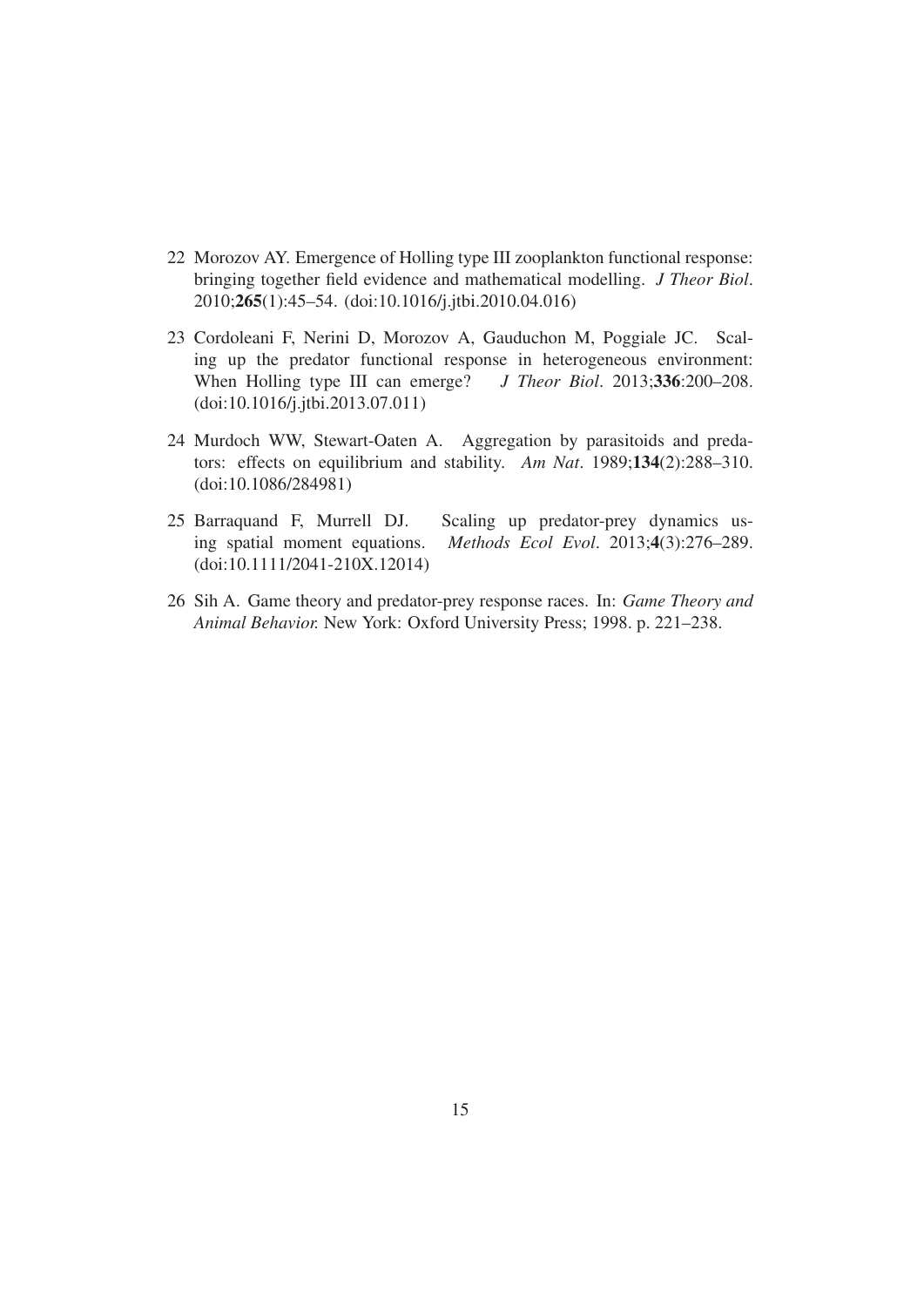22 Morozov AY. Emergence of Holling type III zooplankton functional response: bringing together field evidence and mathematical modelling. *J Theor Biol*. 2010;**265**(1):45–54. (doi:10.1016/j.jtbi.2010.04.016)

23 Cordoleani F, Nerini D, Morozov A, Gauduchon M, Poggiale JC. Scaling up the predator functional response in heterogeneous environment: When Holling type III can emerge? *J Theor Biol*. 2013;**336**:200–208. (doi:10.1016/j.jtbi.2013.07.011)

24 Murdoch WW, Stewart-Oaten A. Aggregation by parasitoids and predators: effects on equilibrium and stability. *Am Nat*. 1989;**134**(2):288–310. (doi:10.1086/284981)

25 Barraquand F, Murrell DJ. Scaling up predator-prey dynamics using spatial moment equations. *Methods Ecol Evol*. 2013;**4**(3):276–289. (doi:10.1111/2041-210X.12014)

26 Sih A. Game theory and predator-prey response races. In: *Game Theory and Animal Behavior.* New York: Oxford University Press; 1998. p. 221–238.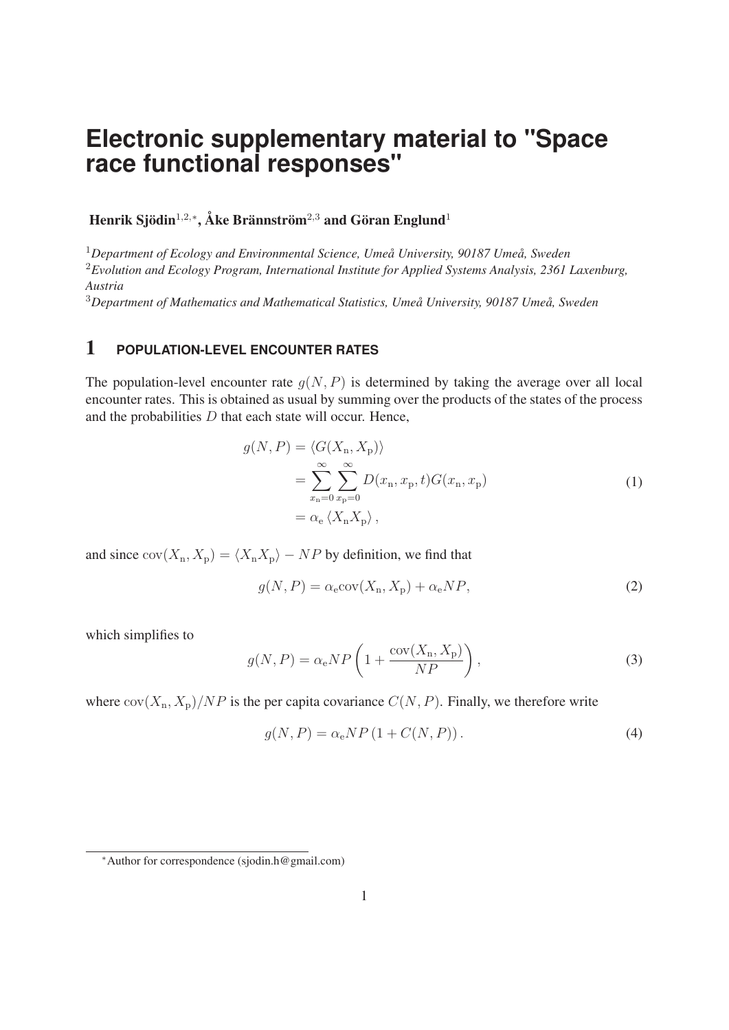# Electronic supplementary material to "Space race functional responses"

**Henrik Sjödin**[1,2,*], **Åke Brännström**[2,3] **and Göran Englund**[1]

[1]*Department of Ecology and Environmental Science, Umeå University, 90187 Umeå, Sweden*
[2]*Evolution and Ecology Program, International Institute for Applied Systems Analysis, 2361 Laxenburg, Austria*
[3]*Department of Mathematics and Mathematical Statistics, Umeå University, 90187 Umeå, Sweden*

## 1 POPULATION-LEVEL ENCOUNTER RATES

The population-level encounter rate $g(N, P)$ is determined by taking the average over all local encounter rates. This is obtained as usual by summing over the products of the states of the process and the probabilities $D$ that each state will occur. Hence,

$$\begin{aligned} g(N,P) &= \langle G(X_\mathrm{n}, X_\mathrm{p}) \rangle \\ &= \sum_{x_\mathrm{n}=0}^{\infty} \sum_{x_\mathrm{p}=0}^{\infty} D(x_\mathrm{n}, x_\mathrm{p}, t) G(x_\mathrm{n}, x_\mathrm{p}) \\ &= \alpha_\mathrm{e} \langle X_\mathrm{n} X_\mathrm{p} \rangle , \end{aligned} \tag{1}$$

and since $\mathrm{cov}(X_\mathrm{n}, X_\mathrm{p}) = \langle X_\mathrm{n} X_\mathrm{p} \rangle - NP$ by definition, we find that

$$g(N,P) = \alpha_\mathrm{e} \mathrm{cov}(X_\mathrm{n}, X_\mathrm{p}) + \alpha_\mathrm{e} NP, \tag{2}$$

which simplifies to

$$g(N,P) = \alpha_\mathrm{e} NP \left( 1 + \frac{\mathrm{cov}(X_\mathrm{n}, X_\mathrm{p})}{NP} \right), \tag{3}$$

where $\mathrm{cov}(X_\mathrm{n}, X_\mathrm{p})/NP$ is the per capita covariance $C(N, P)$. Finally, we therefore write

$$g(N,P) = \alpha_\mathrm{e} NP \left(1 + C(N,P)\right). \tag{4}$$

*Author for correspondence (sjodin.h@gmail.com)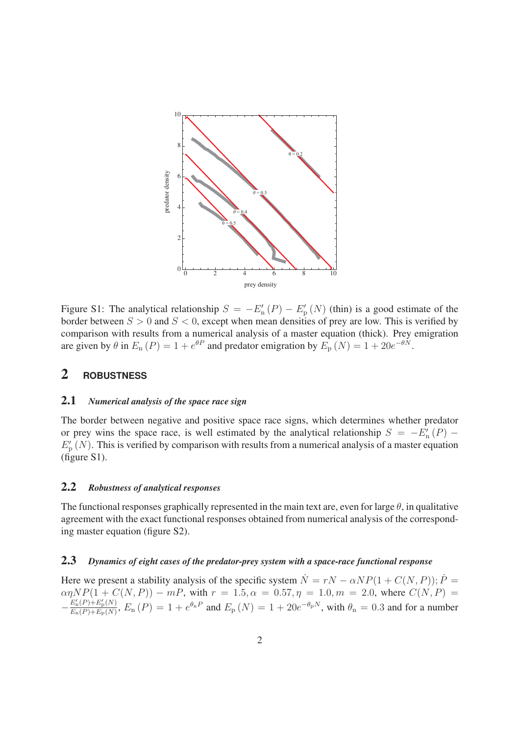Figure S1: The analytical relationship $S = -E_{\rm n}'(P) - E_{\rm p}'(N)$ (thin) is a good estimate of the border between $S > 0$ and $S < 0$, except when mean densities of prey are low. This is verified by comparison with results from a numerical analysis of a master equation (thick). Prey emigration are given by $\theta$ in $E_{\rm n}(P) = 1 + e^{\theta P}$ and predator emigration by $E_{\rm p}(N) = 1 + 20e^{-\theta N}$.

## 2 ROBUSTNESS

### 2.1 *Numerical analysis of the space race sign*

The border between negative and positive space race signs, which determines whether predator or prey wins the space race, is well estimated by the analytical relationship $S = -E_{\rm n}'(P) - E_{\rm p}'(N)$. This is verified by comparison with results from a numerical analysis of a master equation (figure S1).

### 2.2 *Robustness of analytical responses*

The functional responses graphically represented in the main text are, even for large $\theta$, in qualitative agreement with the exact functional responses obtained from numerical analysis of the corresponding master equation (figure S2).

### 2.3 *Dynamics of eight cases of the predator-prey system with a space-race functional response*

Here we present a stability analysis of the specific system $\dot{N} = rN - \alpha NP(1 + C(N, P))$; $\dot{P} = \alpha\eta NP(1 + C(N, P)) - mP$, with $r = 1.5, \alpha = 0.57, \eta = 1.0, m = 2.0$, where $C(N, P) = -\frac{E_{\rm n}'(P)+E_{\rm p}'(N)}{E_{\rm n}(P)+E_{\rm p}(N)}$, $E_{\rm n}(P) = 1 + e^{\theta_{\rm n} P}$ and $E_{\rm p}(N) = 1 + 20e^{-\theta_{\rm p} N}$, with $\theta_{\rm n} = 0.3$ and for a number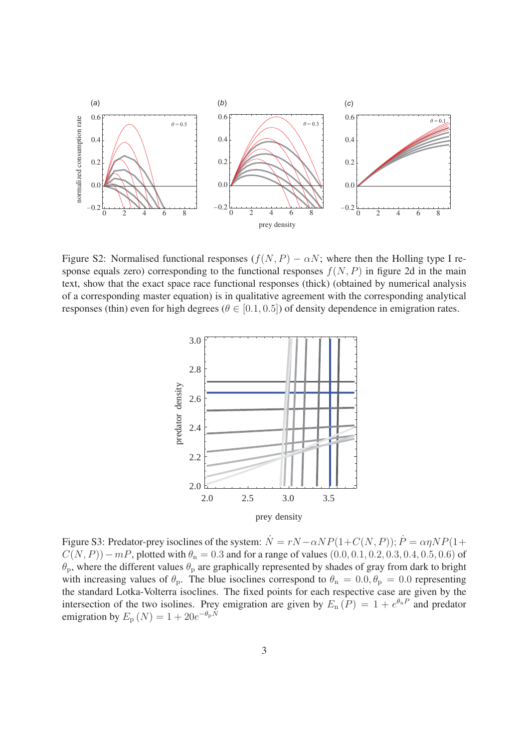Figure S2: Normalised functional responses ($f(N,P) - \alpha N$; where then the Holling type I response equals zero) corresponding to the functional responses $f(N,P)$ in figure 2d in the main text, show that the exact space race functional responses (thick) (obtained by numerical analysis of a corresponding master equation) is in qualitative agreement with the corresponding analytical responses (thin) even for high degrees ($\theta \in [0.1, 0.5]$) of density dependence in emigration rates.

Figure S3: Predator-prey isoclines of the system: $\dot{N} = rN - \alpha NP(1 + C(N,P))$; $\dot{P} = \alpha\eta NP(1 + C(N,P)) - mP$, plotted with $\theta_{\rm n} = 0.3$ and for a range of values $(0.0, 0.1, 0.2, 0.3, 0.4, 0.5, 0.6)$ of $\theta_{\rm p}$, where the different values $\theta_{\rm p}$ are graphically represented by shades of gray from dark to bright with increasing values of $\theta_{\rm p}$. The blue isoclines correspond to $\theta_{\rm n} = 0.0, \theta_{\rm p} = 0.0$ representing the standard Lotka-Volterra isoclines. The fixed points for each respective case are given by the intersection of the two isolines. Prey emigration are given by $E_{\rm n}(P) = 1 + e^{\theta_{\rm n} P}$ and predator emigration by $E_{\rm p}(N) = 1 + 20e^{-\theta_{\rm p} N}$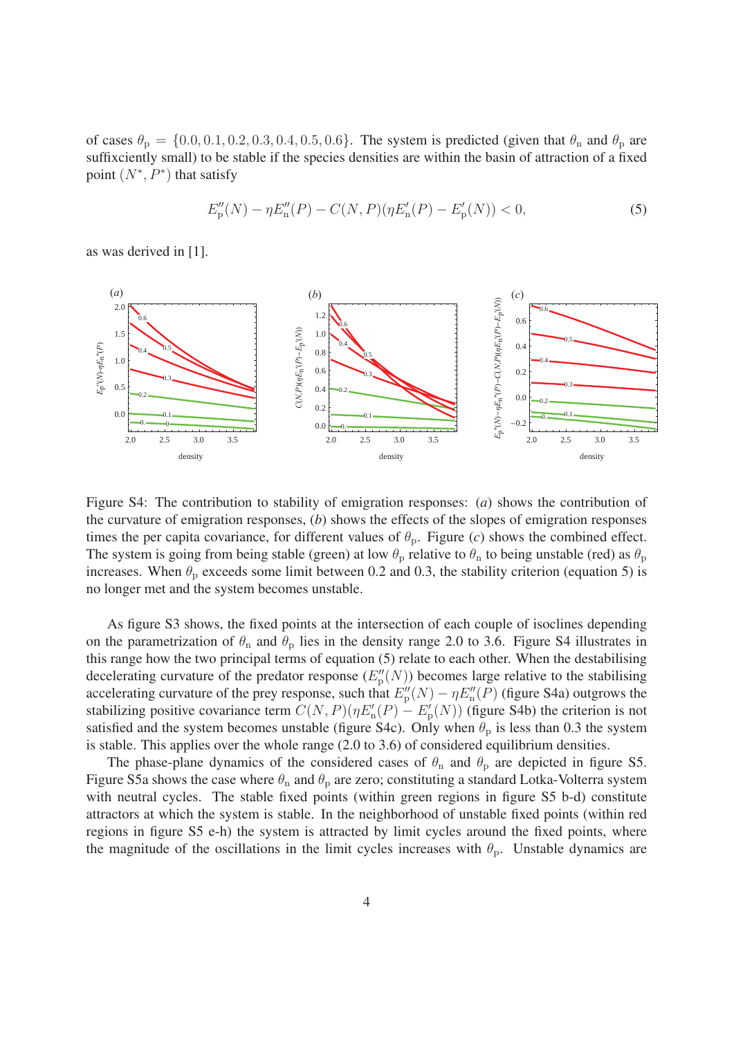of cases $\theta_{\rm p} = \{0.0, 0.1, 0.2, 0.3, 0.4, 0.5, 0.6\}$. The system is predicted (given that $\theta_{\rm n}$ and $\theta_{\rm p}$ are suffixciently small) to be stable if the species densities are within the basin of attraction of a fixed point $(N^*, P^*)$ that satisfy

$$E''_{\rm p}(N) - \eta E''_{\rm n}(P) - C(N,P)(\eta E'_{\rm n}(P) - E'_{\rm p}(N)) < 0, \tag{5}$$

as was derived in [1].

Figure S4: The contribution to stability of emigration responses: (*a*) shows the contribution of the curvature of emigration responses, (*b*) shows the effects of the slopes of emigration responses times the per capita covariance, for different values of $\theta_{\rm p}$. Figure (*c*) shows the combined effect. The system is going from being stable (green) at low $\theta_{\rm p}$ relative to $\theta_{\rm n}$ to being unstable (red) as $\theta_{\rm p}$ increases. When $\theta_{\rm p}$ exceeds some limit between 0.2 and 0.3, the stability criterion (equation 5) is no longer met and the system becomes unstable.

As figure S3 shows, the fixed points at the intersection of each couple of isoclines depending on the parametrization of $\theta_{\rm n}$ and $\theta_{\rm p}$ lies in the density range 2.0 to 3.6. Figure S4 illustrates in this range how the two principal terms of equation (5) relate to each other. When the destabilising decelerating curvature of the predator response ($E''_{\rm p}(N)$) becomes large relative to the stabilising accelerating curvature of the prey response, such that $E''_{\rm p}(N) - \eta E''_{\rm n}(P)$ (figure S4a) outgrows the stabilizing positive covariance term $C(N,P)(\eta E'_{\rm n}(P) - E'_{\rm p}(N))$ (figure S4b) the criterion is not satisfied and the system becomes unstable (figure S4c). Only when $\theta_{\rm p}$ is less than 0.3 the system is stable. This applies over the whole range (2.0 to 3.6) of considered equilibrium densities.

The phase-plane dynamics of the considered cases of $\theta_{\rm n}$ and $\theta_{\rm p}$ are depicted in figure S5. Figure S5a shows the case where $\theta_{\rm n}$ and $\theta_{\rm p}$ are zero; constituting a standard Lotka-Volterra system with neutral cycles. The stable fixed points (within green regions in figure S5 b-d) constitute attractors at which the system is stable. In the neighborhood of unstable fixed points (within red regions in figure S5 e-h) the system is attracted by limit cycles around the fixed points, where the magnitude of the oscillations in the limit cycles increases with $\theta_{\rm p}$. Unstable dynamics are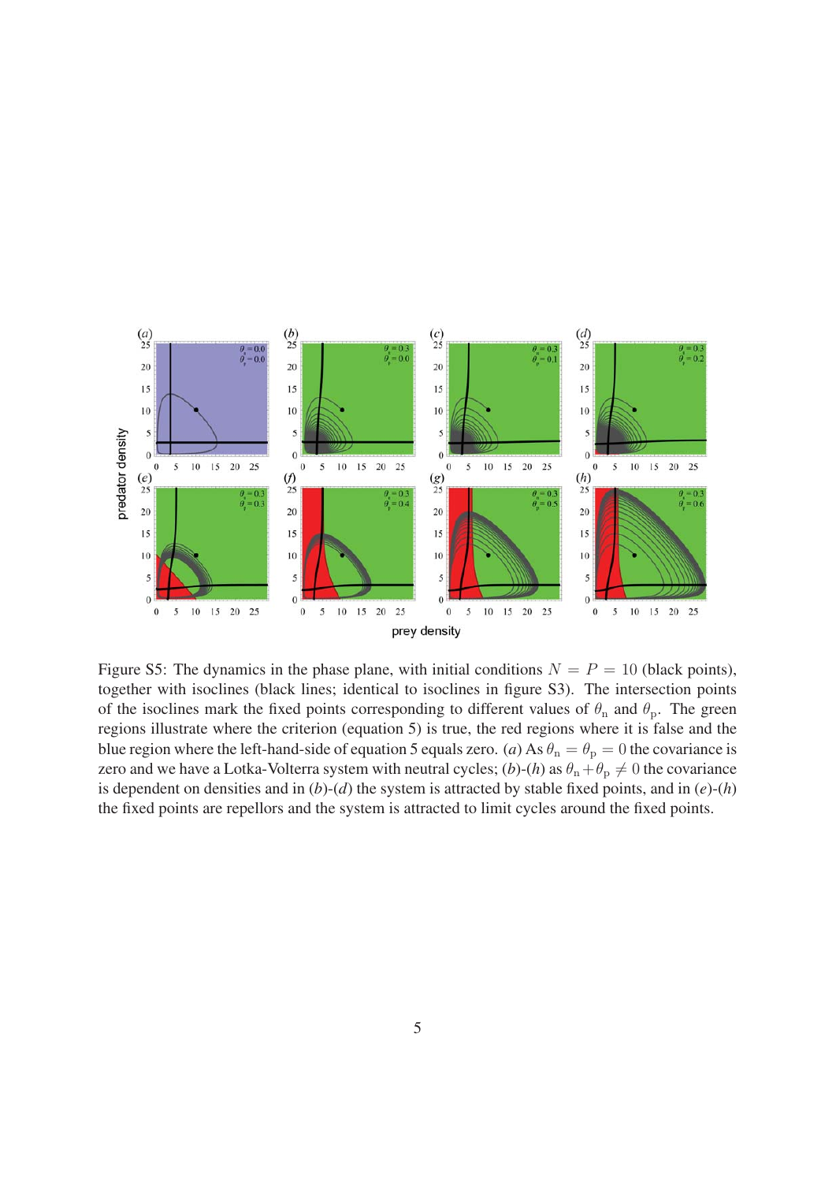Figure S5: The dynamics in the phase plane, with initial conditions $N = P = 10$ (black points), together with isoclines (black lines; identical to isoclines in figure S3). The intersection points of the isoclines mark the fixed points corresponding to different values of $\theta_{\mathrm{n}}$ and $\theta_{\mathrm{p}}$. The green regions illustrate where the criterion (equation 5) is true, the red regions where it is false and the blue region where the left-hand-side of equation 5 equals zero. (*a*) As $\theta_{\mathrm{n}} = \theta_{\mathrm{p}} = 0$ the covariance is zero and we have a Lotka-Volterra system with neutral cycles; (*b*)-(*h*) as $\theta_{\mathrm{n}} + \theta_{\mathrm{p}} \neq 0$ the covariance is dependent on densities and in (*b*)-(*d*) the system is attracted by stable fixed points, and in (*e*)-(*h*) the fixed points are repellors and the system is attracted to limit cycles around the fixed points.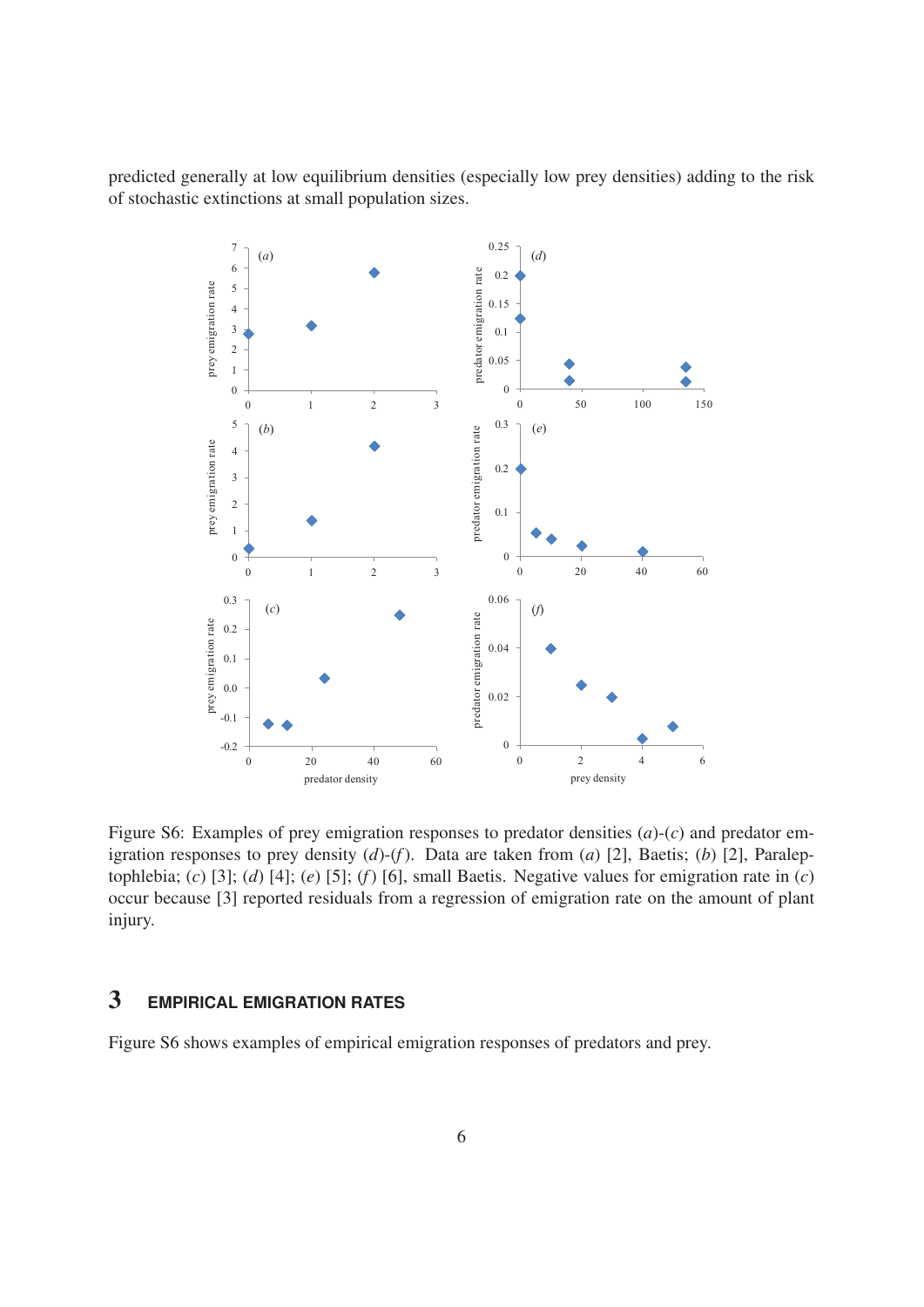predicted generally at low equilibrium densities (especially low prey densities) adding to the risk of stochastic extinctions at small population sizes.

Figure S6: Examples of prey emigration responses to predator densities (*a*)-(*c*) and predator emigration responses to prey density (*d*)-(*f*). Data are taken from (*a*) [2], Baetis; (*b*) [2], Paraleptophlebia; (*c*) [3]; (*d*) [4]; (*e*) [5]; (*f*) [6], small Baetis. Negative values for emigration rate in (*c*) occur because [3] reported residuals from a regression of emigration rate on the amount of plant injury.

# 3 EMPIRICAL EMIGRATION RATES

Figure S6 shows examples of empirical emigration responses of predators and prey.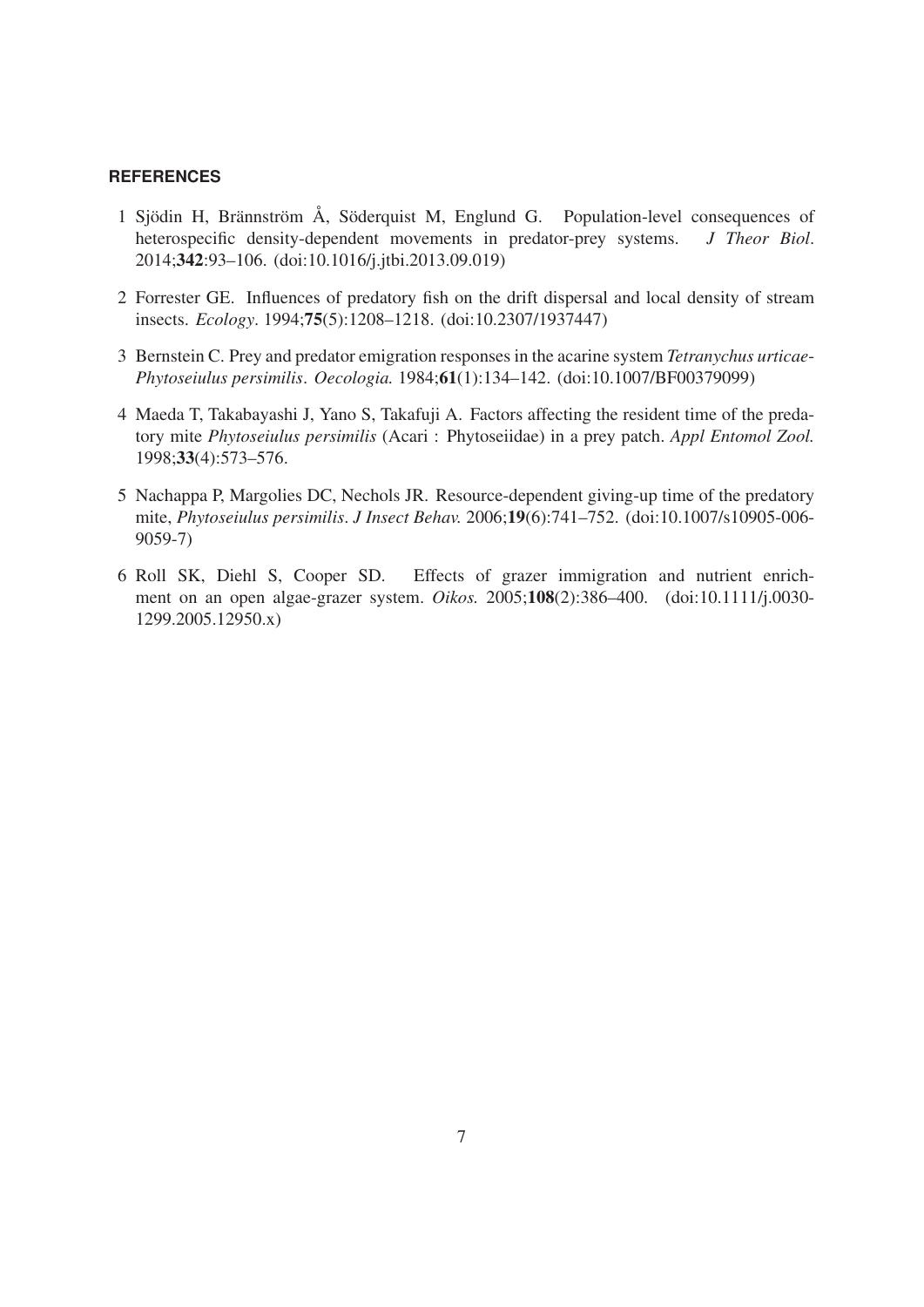## REFERENCES

1 Sjödin H, Brännström Å, Söderquist M, Englund G. Population-level consequences of heterospecific density-dependent movements in predator-prey systems. *J Theor Biol*. 2014;**342**:93–106. (doi:10.1016/j.jtbi.2013.09.019)

2 Forrester GE. Influences of predatory fish on the drift dispersal and local density of stream insects. *Ecology*. 1994;**75**(5):1208–1218. (doi:10.2307/1937447)

3 Bernstein C. Prey and predator emigration responses in the acarine system *Tetranychus urticae-Phytoseiulus persimilis*. *Oecologia.* 1984;**61**(1):134–142. (doi:10.1007/BF00379099)

4 Maeda T, Takabayashi J, Yano S, Takafuji A. Factors affecting the resident time of the predatory mite *Phytoseiulus persimilis* (Acari : Phytoseiidae) in a prey patch. *Appl Entomol Zool.* 1998;**33**(4):573–576.

5 Nachappa P, Margolies DC, Nechols JR. Resource-dependent giving-up time of the predatory mite, *Phytoseiulus persimilis*. *J Insect Behav.* 2006;**19**(6):741–752. (doi:10.1007/s10905-006-9059-7)

6 Roll SK, Diehl S, Cooper SD. Effects of grazer immigration and nutrient enrichment on an open algae-grazer system. *Oikos.* 2005;**108**(2):386–400. (doi:10.1111/j.0030-1299.2005.12950.x)